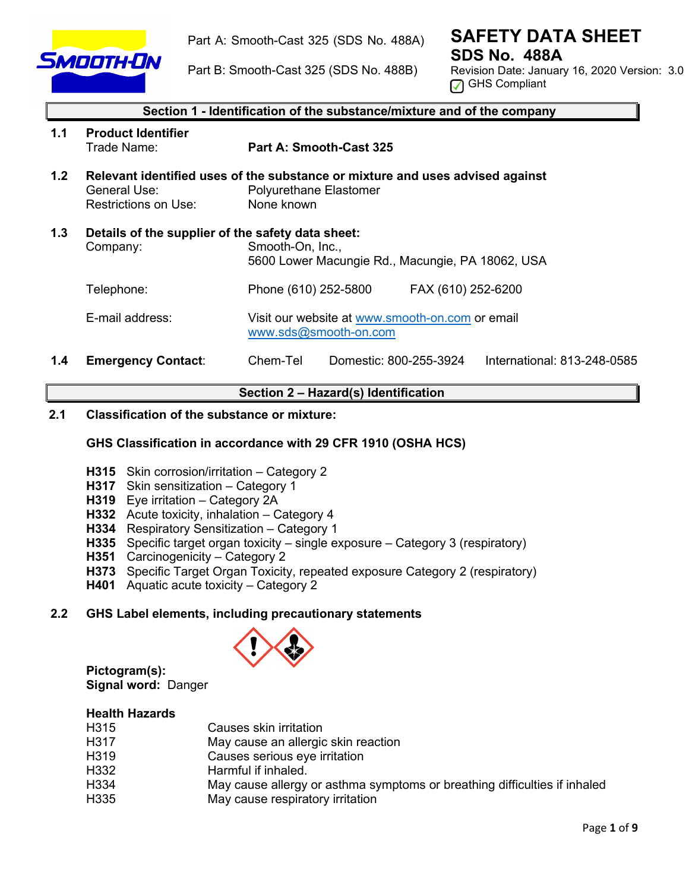Part A: Smooth-Cast 325 (SDS No. 488A)

Part B: Smooth-Cast 325 (SDS No. 488B)

# SAFETY DATA SHEET
## SDS No. 488A
Revision Date: January 16, 2020 Version: 3.0

GHS Compliant

## Section 1 - Identification of the substance/mixture and of the company

**1.1 Product Identifier**

Trade Name: **Part A: Smooth-Cast 325**

**1.2 Relevant identified uses of the substance or mixture and uses advised against**

General Use: Polyurethane Elastomer

Restrictions on Use: None known

**1.3 Details of the supplier of the safety data sheet:**

Company: Smooth-On, Inc., 5600 Lower Macungie Rd., Macungie, PA 18062, USA

Telephone: Phone (610) 252-5800 FAX (610) 252-6200

E-mail address: Visit our website at www.smooth-on.com or email www.sds@smooth-on.com

**1.4 Emergency Contact**: Chem-Tel Domestic: 800-255-3924 International: 813-248-0585

## Section 2 – Hazard(s) Identification

**2.1 Classification of the substance or mixture:**

**GHS Classification in accordance with 29 CFR 1910 (OSHA HCS)**

**H315** Skin corrosion/irritation – Category 2
**H317** Skin sensitization – Category 1
**H319** Eye irritation – Category 2A
**H332** Acute toxicity, inhalation – Category 4
**H334** Respiratory Sensitization – Category 1
**H335** Specific target organ toxicity – single exposure – Category 3 (respiratory)
**H351** Carcinogenicity – Category 2
**H373** Specific Target Organ Toxicity, repeated exposure Category 2 (respiratory)
**H401** Aquatic acute toxicity – Category 2

**2.2 GHS Label elements, including precautionary statements**

**Pictogram(s):**
**Signal word:** Danger

**Health Hazards**

| | |
|---|---|
| H315 | Causes skin irritation |
| H317 | May cause an allergic skin reaction |
| H319 | Causes serious eye irritation |
| H332 | Harmful if inhaled. |
| H334 | May cause allergy or asthma symptoms or breathing difficulties if inhaled |
| H335 | May cause respiratory irritation |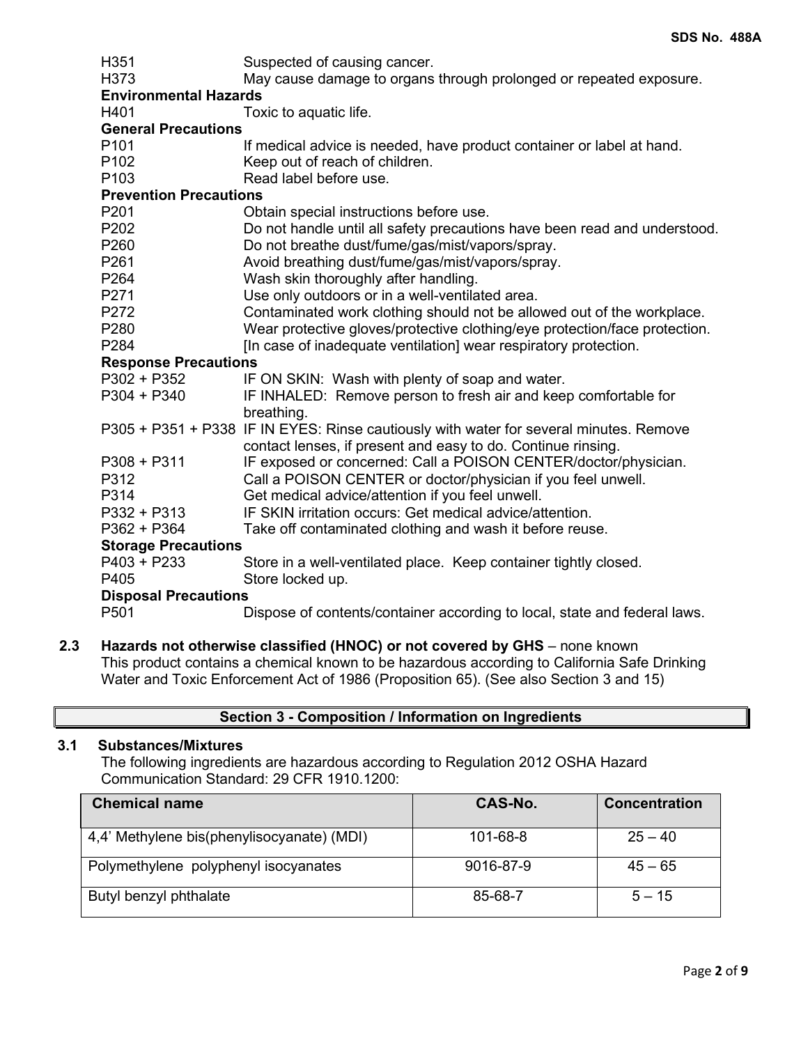| | |
|---|---|
| H351 | Suspected of causing cancer. |
| H373 | May cause damage to organs through prolonged or repeated exposure. |

**Environmental Hazards**

| | |
|---|---|
| H401 | Toxic to aquatic life. |

**General Precautions**

| | |
|---|---|
| P101 | If medical advice is needed, have product container or label at hand. |
| P102 | Keep out of reach of children. |
| P103 | Read label before use. |

**Prevention Precautions**

| | |
|---|---|
| P201 | Obtain special instructions before use. |
| P202 | Do not handle until all safety precautions have been read and understood. |
| P260 | Do not breathe dust/fume/gas/mist/vapors/spray. |
| P261 | Avoid breathing dust/fume/gas/mist/vapors/spray. |
| P264 | Wash skin thoroughly after handling. |
| P271 | Use only outdoors or in a well-ventilated area. |
| P272 | Contaminated work clothing should not be allowed out of the workplace. |
| P280 | Wear protective gloves/protective clothing/eye protection/face protection. |
| P284 | [In case of inadequate ventilation] wear respiratory protection. |

**Response Precautions**

| | |
|---|---|
| P302 + P352 | IF ON SKIN: Wash with plenty of soap and water. |
| P304 + P340 | IF INHALED: Remove person to fresh air and keep comfortable for breathing. |
| P305 + P351 + P338 | IF IN EYES: Rinse cautiously with water for several minutes. Remove contact lenses, if present and easy to do. Continue rinsing. |
| P308 + P311 | IF exposed or concerned: Call a POISON CENTER/doctor/physician. |
| P312 | Call a POISON CENTER or doctor/physician if you feel unwell. |
| P314 | Get medical advice/attention if you feel unwell. |
| P332 + P313 | IF SKIN irritation occurs: Get medical advice/attention. |
| P362 + P364 | Take off contaminated clothing and wash it before reuse. |

**Storage Precautions**

| | |
|---|---|
| P403 + P233 | Store in a well-ventilated place. Keep container tightly closed. |
| P405 | Store locked up. |

**Disposal Precautions**

| | |
|---|---|
| P501 | Dispose of contents/container according to local, state and federal laws. |

**2.3 Hazards not otherwise classified (HNOC) or not covered by GHS** – none known

This product contains a chemical known to be hazardous according to California Safe Drinking Water and Toxic Enforcement Act of 1986 (Proposition 65). (See also Section 3 and 15)

## Section 3 - Composition / Information on Ingredients

### 3.1 Substances/Mixtures

The following ingredients are hazardous according to Regulation 2012 OSHA Hazard Communication Standard: 29 CFR 1910.1200:

| Chemical name | CAS-No. | Concentration |
|---|---|---|
| 4,4' Methylene bis(phenylisocyanate) (MDI) | 101-68-8 | 25 – 40 |
| Polymethylene polyphenyl isocyanates | 9016-87-9 | 45 – 65 |
| Butyl benzyl phthalate | 85-68-7 | 5 – 15 |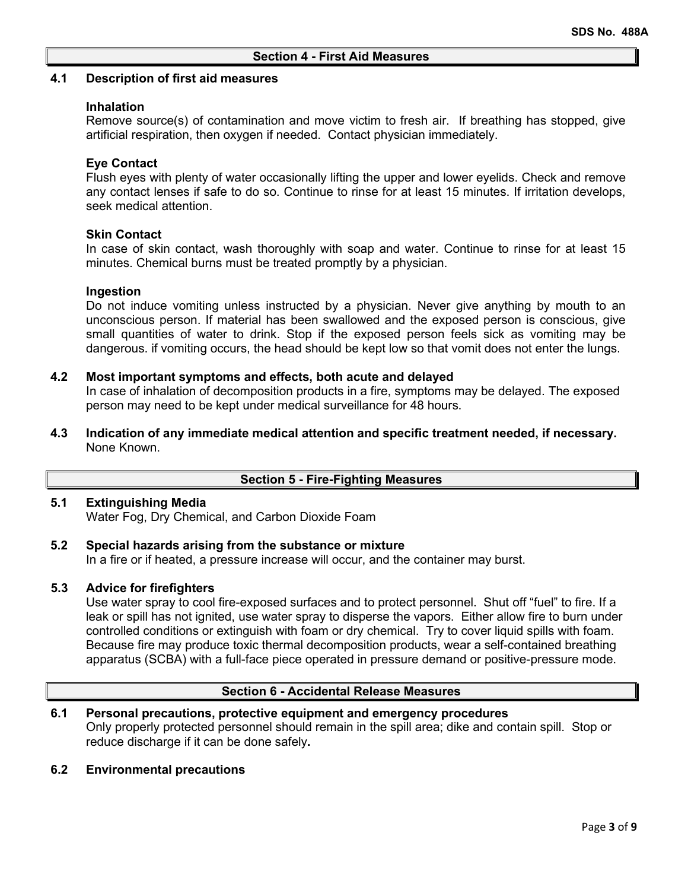## Section 4 - First Aid Measures

### 4.1 Description of first aid measures

**Inhalation**

Remove source(s) of contamination and move victim to fresh air. If breathing has stopped, give artificial respiration, then oxygen if needed. Contact physician immediately.

**Eye Contact**

Flush eyes with plenty of water occasionally lifting the upper and lower eyelids. Check and remove any contact lenses if safe to do so. Continue to rinse for at least 15 minutes. If irritation develops, seek medical attention.

**Skin Contact**

In case of skin contact, wash thoroughly with soap and water. Continue to rinse for at least 15 minutes. Chemical burns must be treated promptly by a physician.

**Ingestion**

Do not induce vomiting unless instructed by a physician. Never give anything by mouth to an unconscious person. If material has been swallowed and the exposed person is conscious, give small quantities of water to drink. Stop if the exposed person feels sick as vomiting may be dangerous. if vomiting occurs, the head should be kept low so that vomit does not enter the lungs.

### 4.2 Most important symptoms and effects, both acute and delayed

In case of inhalation of decomposition products in a fire, symptoms may be delayed. The exposed person may need to be kept under medical surveillance for 48 hours.

### 4.3 Indication of any immediate medical attention and specific treatment needed, if necessary.

None Known.

## Section 5 - Fire-Fighting Measures

### 5.1 Extinguishing Media

Water Fog, Dry Chemical, and Carbon Dioxide Foam

### 5.2 Special hazards arising from the substance or mixture

In a fire or if heated, a pressure increase will occur, and the container may burst.

### 5.3 Advice for firefighters

Use water spray to cool fire-exposed surfaces and to protect personnel. Shut off "fuel" to fire. If a leak or spill has not ignited, use water spray to disperse the vapors. Either allow fire to burn under controlled conditions or extinguish with foam or dry chemical. Try to cover liquid spills with foam. Because fire may produce toxic thermal decomposition products, wear a self-contained breathing apparatus (SCBA) with a full-face piece operated in pressure demand or positive-pressure mode.

## Section 6 - Accidental Release Measures

### 6.1 Personal precautions, protective equipment and emergency procedures

Only properly protected personnel should remain in the spill area; dike and contain spill. Stop or reduce discharge if it can be done safely**.**

### 6.2 Environmental precautions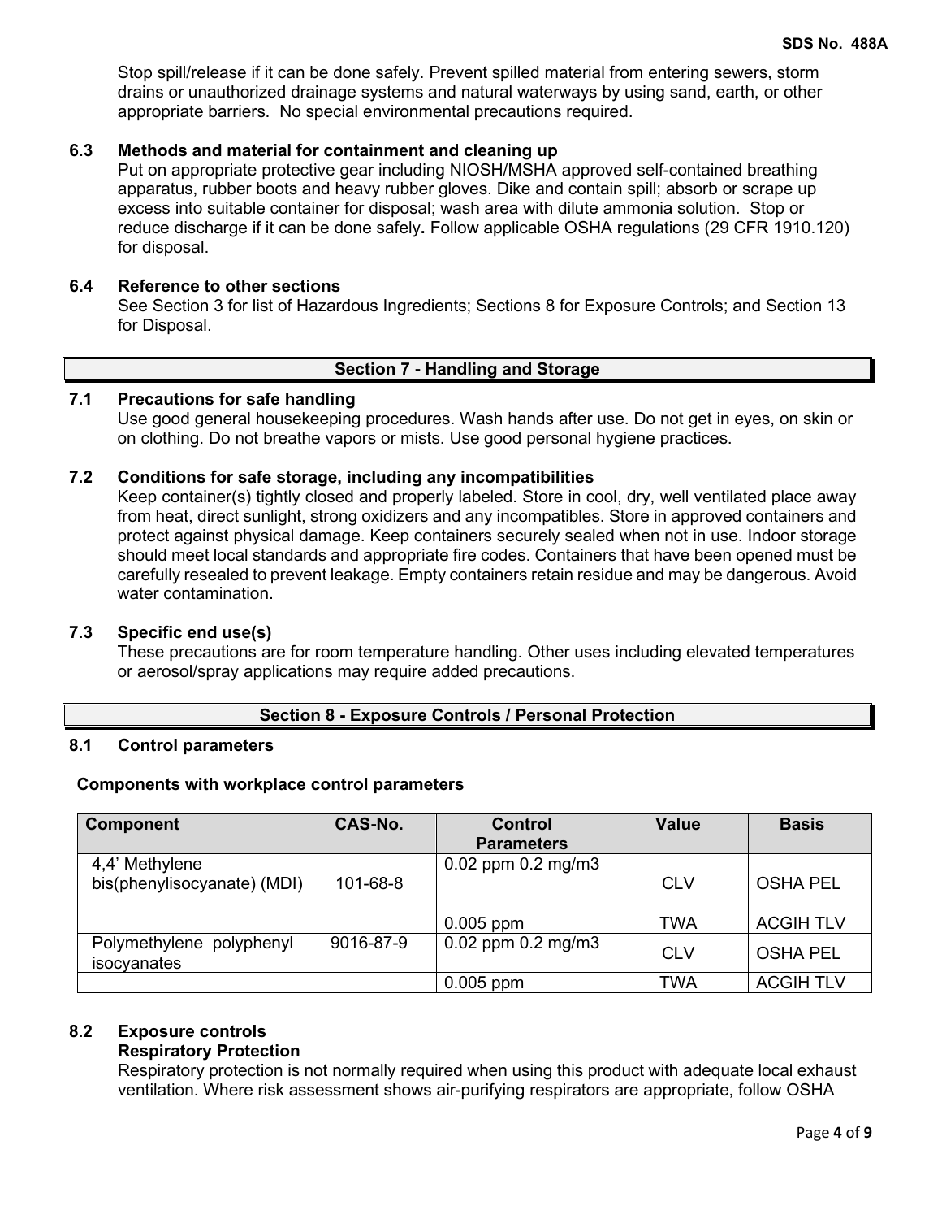Stop spill/release if it can be done safely. Prevent spilled material from entering sewers, storm drains or unauthorized drainage systems and natural waterways by using sand, earth, or other appropriate barriers. No special environmental precautions required.

### 6.3 Methods and material for containment and cleaning up

Put on appropriate protective gear including NIOSH/MSHA approved self-contained breathing apparatus, rubber boots and heavy rubber gloves. Dike and contain spill; absorb or scrape up excess into suitable container for disposal; wash area with dilute ammonia solution. Stop or reduce discharge if it can be done safely**.** Follow applicable OSHA regulations (29 CFR 1910.120) for disposal.

### 6.4 Reference to other sections

See Section 3 for list of Hazardous Ingredients; Sections 8 for Exposure Controls; and Section 13 for Disposal.

## Section 7 - Handling and Storage

### 7.1 Precautions for safe handling

Use good general housekeeping procedures. Wash hands after use. Do not get in eyes, on skin or on clothing. Do not breathe vapors or mists. Use good personal hygiene practices.

### 7.2 Conditions for safe storage, including any incompatibilities

Keep container(s) tightly closed and properly labeled. Store in cool, dry, well ventilated place away from heat, direct sunlight, strong oxidizers and any incompatibles. Store in approved containers and protect against physical damage. Keep containers securely sealed when not in use. Indoor storage should meet local standards and appropriate fire codes. Containers that have been opened must be carefully resealed to prevent leakage. Empty containers retain residue and may be dangerous. Avoid water contamination.

### 7.3 Specific end use(s)

These precautions are for room temperature handling. Other uses including elevated temperatures or aerosol/spray applications may require added precautions.

## Section 8 - Exposure Controls / Personal Protection

### 8.1 Control parameters

**Components with workplace control parameters**

| Component | CAS-No. | Control Parameters | Value | Basis |
|---|---|---|---|---|
| 4,4' Methylene bis(phenylisocyanate) (MDI) | 101-68-8 | 0.02 ppm 0.2 mg/m3 | CLV | OSHA PEL |
| | | 0.005 ppm | TWA | ACGIH TLV |
| Polymethylene polyphenyl isocyanates | 9016-87-9 | 0.02 ppm 0.2 mg/m3 | CLV | OSHA PEL |
| | | 0.005 ppm | TWA | ACGIH TLV |

### 8.2 Exposure controls

**Respiratory Protection**

Respiratory protection is not normally required when using this product with adequate local exhaust ventilation. Where risk assessment shows air-purifying respirators are appropriate, follow OSHA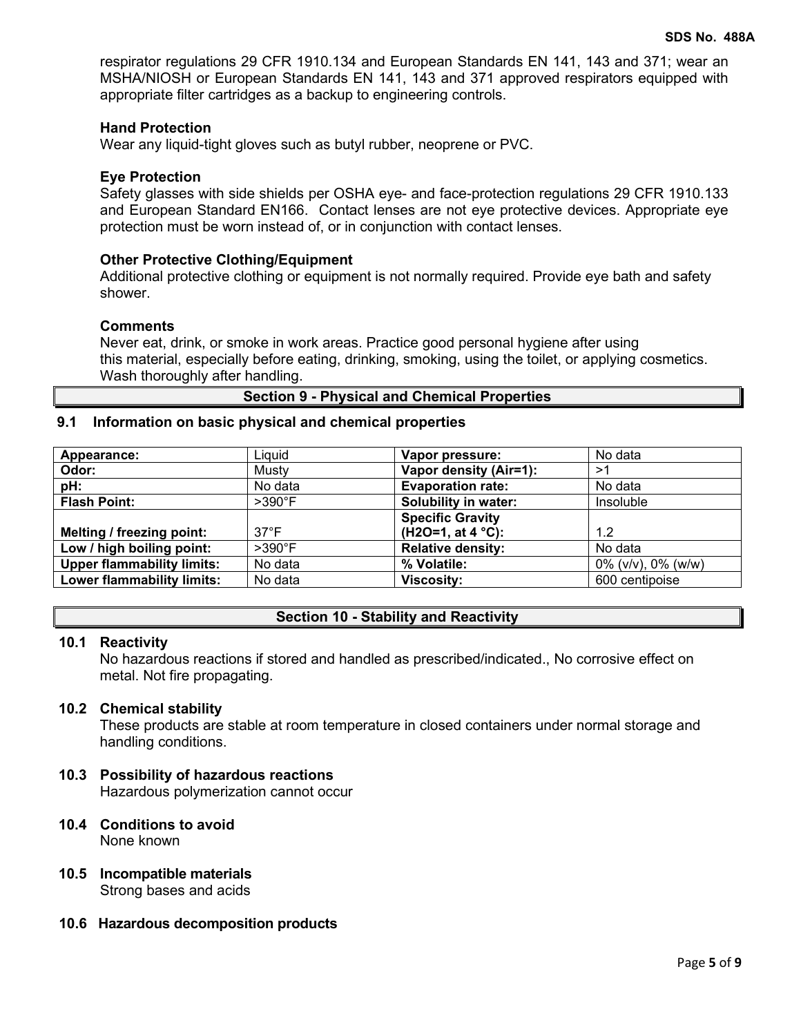respirator regulations 29 CFR 1910.134 and European Standards EN 141, 143 and 371; wear an MSHA/NIOSH or European Standards EN 141, 143 and 371 approved respirators equipped with appropriate filter cartridges as a backup to engineering controls.

### Hand Protection

Wear any liquid-tight gloves such as butyl rubber, neoprene or PVC.

### Eye Protection

Safety glasses with side shields per OSHA eye- and face-protection regulations 29 CFR 1910.133 and European Standard EN166. Contact lenses are not eye protective devices. Appropriate eye protection must be worn instead of, or in conjunction with contact lenses.

### Other Protective Clothing/Equipment

Additional protective clothing or equipment is not normally required. Provide eye bath and safety shower.

### Comments

Never eat, drink, or smoke in work areas. Practice good personal hygiene after using this material, especially before eating, drinking, smoking, using the toilet, or applying cosmetics. Wash thoroughly after handling.

## Section 9 - Physical and Chemical Properties

### 9.1 Information on basic physical and chemical properties

| **Appearance:** | Liquid | **Vapor pressure:** | No data |
|---|---|---|---|
| **Odor:** | Musty | **Vapor density (Air=1):** | >1 |
| **pH:** | No data | **Evaporation rate:** | No data |
| **Flash Point:** | >390°F | **Solubility in water:** | Insoluble |
| **Melting / freezing point:** | 37°F | **Specific Gravity ($H_2O$=1, at 4 °C):** | 1.2 |
| **Low / high boiling point:** | >390°F | **Relative density:** | No data |
| **Upper flammability limits:** | No data | **% Volatile:** | 0% (v/v), 0% (w/w) |
| **Lower flammability limits:** | No data | **Viscosity:** | 600 centipoise |

## Section 10 - Stability and Reactivity

### 10.1 Reactivity

No hazardous reactions if stored and handled as prescribed/indicated., No corrosive effect on metal. Not fire propagating.

### 10.2 Chemical stability

These products are stable at room temperature in closed containers under normal storage and handling conditions.

### 10.3 Possibility of hazardous reactions

Hazardous polymerization cannot occur

### 10.4 Conditions to avoid

None known

### 10.5 Incompatible materials

Strong bases and acids

### 10.6 Hazardous decomposition products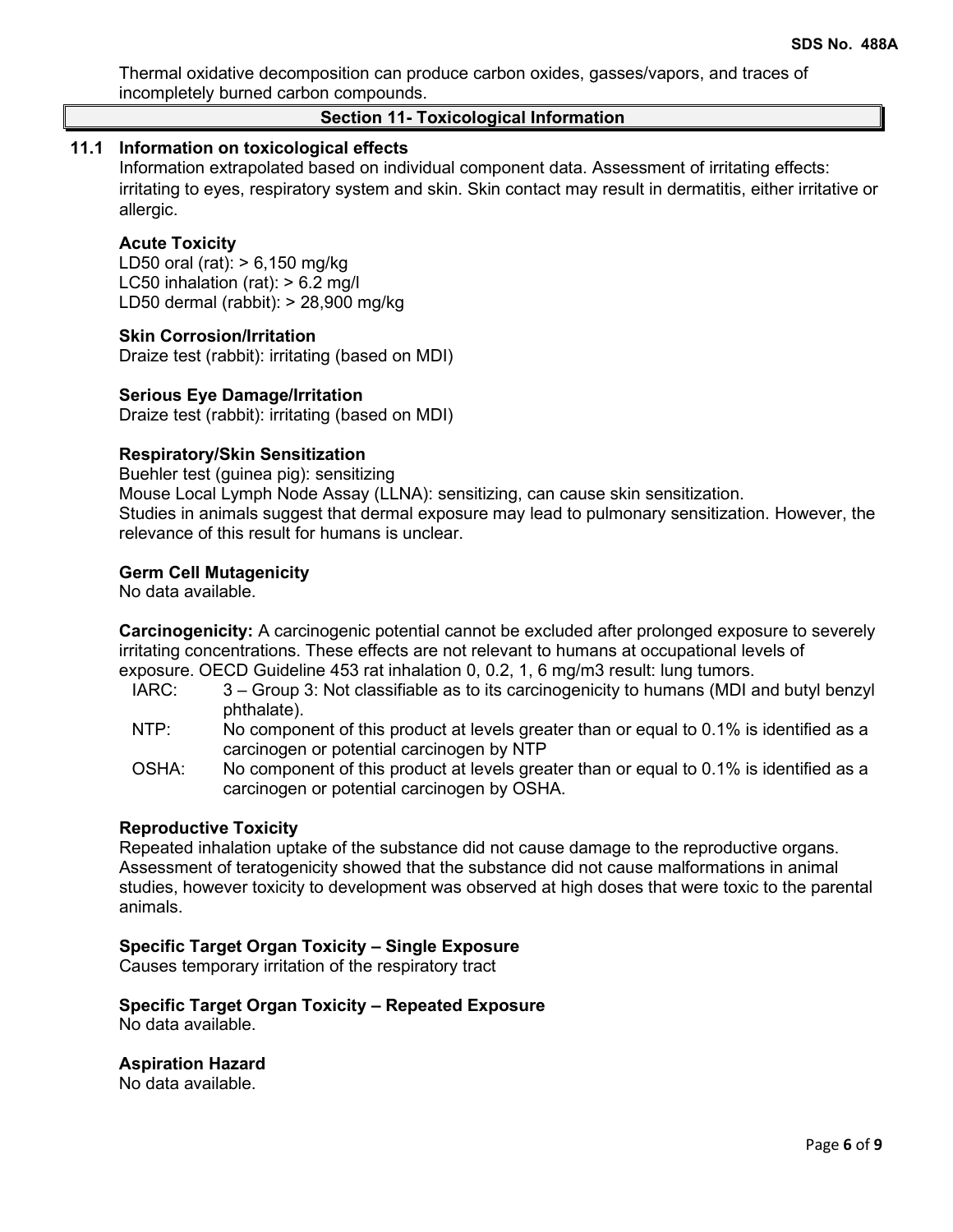Thermal oxidative decomposition can produce carbon oxides, gasses/vapors, and traces of incompletely burned carbon compounds.

## Section 11- Toxicological Information

### 11.1 Information on toxicological effects

Information extrapolated based on individual component data. Assessment of irritating effects: irritating to eyes, respiratory system and skin. Skin contact may result in dermatitis, either irritative or allergic.

**Acute Toxicity**

LD50 oral (rat): > 6,150 mg/kg
LC50 inhalation (rat): > 6.2 mg/l
LD50 dermal (rabbit): > 28,900 mg/kg

**Skin Corrosion/Irritation**

Draize test (rabbit): irritating (based on MDI)

**Serious Eye Damage/Irritation**

Draize test (rabbit): irritating (based on MDI)

**Respiratory/Skin Sensitization**

Buehler test (guinea pig): sensitizing
Mouse Local Lymph Node Assay (LLNA): sensitizing, can cause skin sensitization.
Studies in animals suggest that dermal exposure may lead to pulmonary sensitization. However, the relevance of this result for humans is unclear.

**Germ Cell Mutagenicity**

No data available.

**Carcinogenicity:** A carcinogenic potential cannot be excluded after prolonged exposure to severely irritating concentrations. These effects are not relevant to humans at occupational levels of exposure. OECD Guideline 453 rat inhalation 0, 0.2, 1, 6 mg/m3 result: lung tumors.

- IARC: 3 – Group 3: Not classifiable as to its carcinogenicity to humans (MDI and butyl benzyl phthalate).
- NTP: No component of this product at levels greater than or equal to 0.1% is identified as a carcinogen or potential carcinogen by NTP
- OSHA: No component of this product at levels greater than or equal to 0.1% is identified as a carcinogen or potential carcinogen by OSHA.

**Reproductive Toxicity**

Repeated inhalation uptake of the substance did not cause damage to the reproductive organs. Assessment of teratogenicity showed that the substance did not cause malformations in animal studies, however toxicity to development was observed at high doses that were toxic to the parental animals.

**Specific Target Organ Toxicity – Single Exposure**

Causes temporary irritation of the respiratory tract

**Specific Target Organ Toxicity – Repeated Exposure**

No data available.

**Aspiration Hazard**

No data available.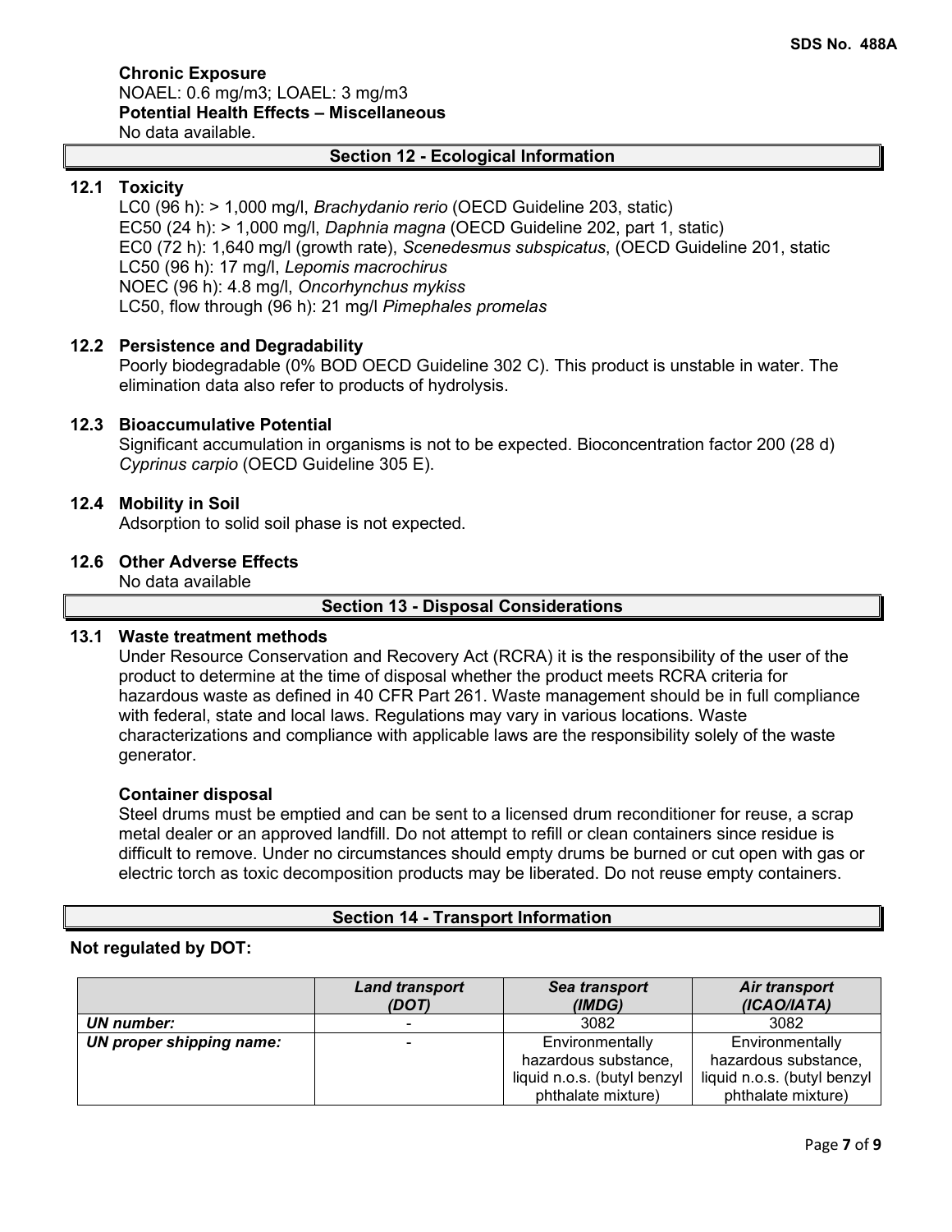**Chronic Exposure**
NOAEL: 0.6 mg/m3; LOAEL: 3 mg/m3

**Potential Health Effects – Miscellaneous**
No data available.

## Section 12 - Ecological Information

### 12.1 Toxicity

LC0 (96 h): > 1,000 mg/l, *Brachydanio rerio* (OECD Guideline 203, static)
EC50 (24 h): > 1,000 mg/l, *Daphnia magna* (OECD Guideline 202, part 1, static)
EC0 (72 h): 1,640 mg/l (growth rate), *Scenedesmus subspicatus*, (OECD Guideline 201, static
LC50 (96 h): 17 mg/l, *Lepomis macrochirus*
NOEC (96 h): 4.8 mg/l, *Oncorhynchus mykiss*
LC50, flow through (96 h): 21 mg/l *Pimephales promelas*

### 12.2 Persistence and Degradability

Poorly biodegradable (0% BOD OECD Guideline 302 C). This product is unstable in water. The elimination data also refer to products of hydrolysis.

### 12.3 Bioaccumulative Potential

Significant accumulation in organisms is not to be expected. Bioconcentration factor 200 (28 d) *Cyprinus carpio* (OECD Guideline 305 E).

### 12.4 Mobility in Soil

Adsorption to solid soil phase is not expected.

### 12.6 Other Adverse Effects

No data available

## Section 13 - Disposal Considerations

### 13.1 Waste treatment methods

Under Resource Conservation and Recovery Act (RCRA) it is the responsibility of the user of the product to determine at the time of disposal whether the product meets RCRA criteria for hazardous waste as defined in 40 CFR Part 261. Waste management should be in full compliance with federal, state and local laws. Regulations may vary in various locations. Waste characterizations and compliance with applicable laws are the responsibility solely of the waste generator.

**Container disposal**

Steel drums must be emptied and can be sent to a licensed drum reconditioner for reuse, a scrap metal dealer or an approved landfill. Do not attempt to refill or clean containers since residue is difficult to remove. Under no circumstances should empty drums be burned or cut open with gas or electric torch as toxic decomposition products may be liberated. Do not reuse empty containers.

## Section 14 - Transport Information

**Not regulated by DOT:**

| | ***Land transport (DOT)*** | ***Sea transport (IMDG)*** | ***Air transport (ICAO/IATA)*** |
|---|---|---|---|
| ***UN number:*** | - | 3082 | 3082 |
| ***UN proper shipping name:*** | - | Environmentally hazardous substance, liquid n.o.s. (butyl benzyl phthalate mixture) | Environmentally hazardous substance, liquid n.o.s. (butyl benzyl phthalate mixture) |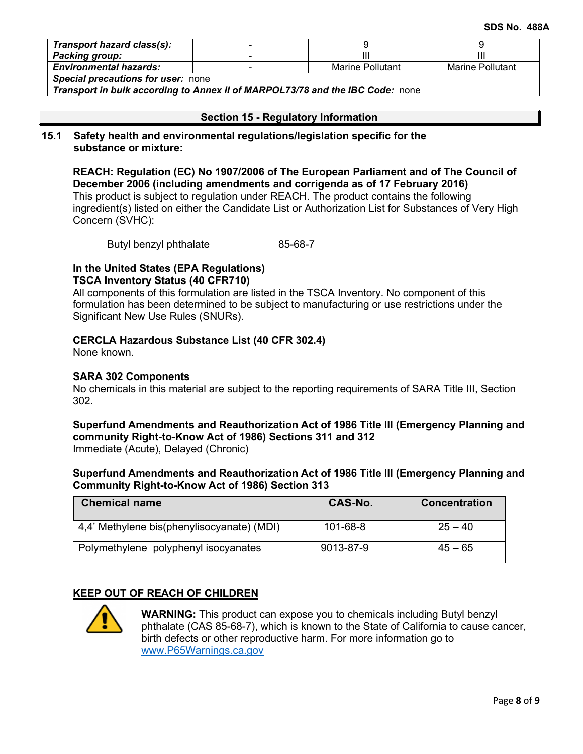| Transport hazard class(s): | - | 9 | 9 |
|---|---|---|---|
| Packing group: | - | III | III |
| Environmental hazards: | - | Marine Pollutant | Marine Pollutant |
| Special precautions for user: none | | | |
| Transport in bulk according to Annex II of MARPOL73/78 and the IBC Code: none | | | |

## Section 15 - Regulatory Information

### 15.1 Safety health and environmental regulations/legislation specific for the substance or mixture:

**REACH: Regulation (EC) No 1907/2006 of The European Parliament and of The Council of December 2006 (including amendments and corrigenda as of 17 February 2016)**
This product is subject to regulation under REACH. The product contains the following ingredient(s) listed on either the Candidate List or Authorization List for Substances of Very High Concern (SVHC):

Butyl benzyl phthalate 85-68-7

**In the United States (EPA Regulations)**
**TSCA Inventory Status (40 CFR710)**
All components of this formulation are listed in the TSCA Inventory. No component of this formulation has been determined to be subject to manufacturing or use restrictions under the Significant New Use Rules (SNURs).

**CERCLA Hazardous Substance List (40 CFR 302.4)**
None known.

**SARA 302 Components**
No chemicals in this material are subject to the reporting requirements of SARA Title III, Section 302.

**Superfund Amendments and Reauthorization Act of 1986 Title III (Emergency Planning and community Right-to-Know Act of 1986) Sections 311 and 312**
Immediate (Acute), Delayed (Chronic)

**Superfund Amendments and Reauthorization Act of 1986 Title III (Emergency Planning and Community Right-to-Know Act of 1986) Section 313**

| Chemical name | CAS-No. | Concentration |
|---|---|---|
| 4,4' Methylene bis(phenylisocyanate) (MDI) | 101-68-8 | 25 – 40 |
| Polymethylene polyphenyl isocyanates | 9013-87-9 | 45 – 65 |

**KEEP OUT OF REACH OF CHILDREN**

**WARNING:** This product can expose you to chemicals including Butyl benzyl phthalate (CAS 85-68-7), which is known to the State of California to cause cancer, birth defects or other reproductive harm. For more information go to www.P65Warnings.ca.gov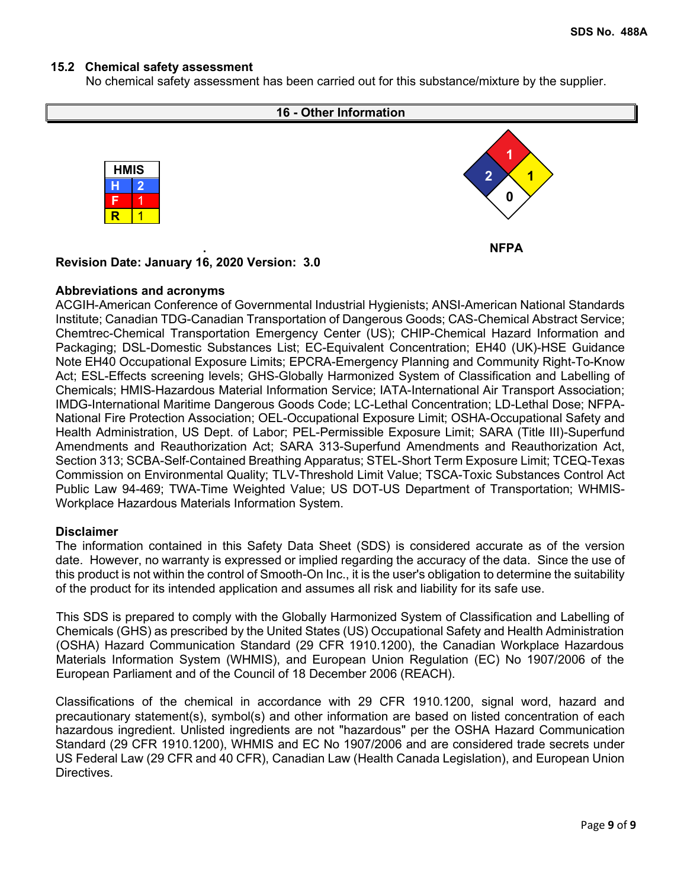### 15.2 Chemical safety assessment

No chemical safety assessment has been carried out for this substance/mixture by the supplier.

## 16 - Other Information

| HMIS | |
|---|---|
| H | 2 |
| F | 1 |
| R | 1 |

NFPA

| Health | Flammability | Instability | Special |
|---|---|---|---|
| 2 | 1 | 1 | 0 |

**Revision Date: January 16, 2020 Version: 3.0**

**Abbreviations and acronyms**

ACGIH-American Conference of Governmental Industrial Hygienists; ANSI-American National Standards Institute; Canadian TDG-Canadian Transportation of Dangerous Goods; CAS-Chemical Abstract Service; Chemtrec-Chemical Transportation Emergency Center (US); CHIP-Chemical Hazard Information and Packaging; DSL-Domestic Substances List; EC-Equivalent Concentration; EH40 (UK)-HSE Guidance Note EH40 Occupational Exposure Limits; EPCRA-Emergency Planning and Community Right-To-Know Act; ESL-Effects screening levels; GHS-Globally Harmonized System of Classification and Labelling of Chemicals; HMIS-Hazardous Material Information Service; IATA-International Air Transport Association; IMDG-International Maritime Dangerous Goods Code; LC-Lethal Concentration; LD-Lethal Dose; NFPA-National Fire Protection Association; OEL-Occupational Exposure Limit; OSHA-Occupational Safety and Health Administration, US Dept. of Labor; PEL-Permissible Exposure Limit; SARA (Title III)-Superfund Amendments and Reauthorization Act; SARA 313-Superfund Amendments and Reauthorization Act, Section 313; SCBA-Self-Contained Breathing Apparatus; STEL-Short Term Exposure Limit; TCEQ-Texas Commission on Environmental Quality; TLV-Threshold Limit Value; TSCA-Toxic Substances Control Act Public Law 94-469; TWA-Time Weighted Value; US DOT-US Department of Transportation; WHMIS-Workplace Hazardous Materials Information System.

**Disclaimer**

The information contained in this Safety Data Sheet (SDS) is considered accurate as of the version date. However, no warranty is expressed or implied regarding the accuracy of the data. Since the use of this product is not within the control of Smooth-On Inc., it is the user's obligation to determine the suitability of the product for its intended application and assumes all risk and liability for its safe use.

This SDS is prepared to comply with the Globally Harmonized System of Classification and Labelling of Chemicals (GHS) as prescribed by the United States (US) Occupational Safety and Health Administration (OSHA) Hazard Communication Standard (29 CFR 1910.1200), the Canadian Workplace Hazardous Materials Information System (WHMIS), and European Union Regulation (EC) No 1907/2006 of the European Parliament and of the Council of 18 December 2006 (REACH).

Classifications of the chemical in accordance with 29 CFR 1910.1200, signal word, hazard and precautionary statement(s), symbol(s) and other information are based on listed concentration of each hazardous ingredient. Unlisted ingredients are not "hazardous" per the OSHA Hazard Communication Standard (29 CFR 1910.1200), WHMIS and EC No 1907/2006 and are considered trade secrets under US Federal Law (29 CFR and 40 CFR), Canadian Law (Health Canada Legislation), and European Union Directives.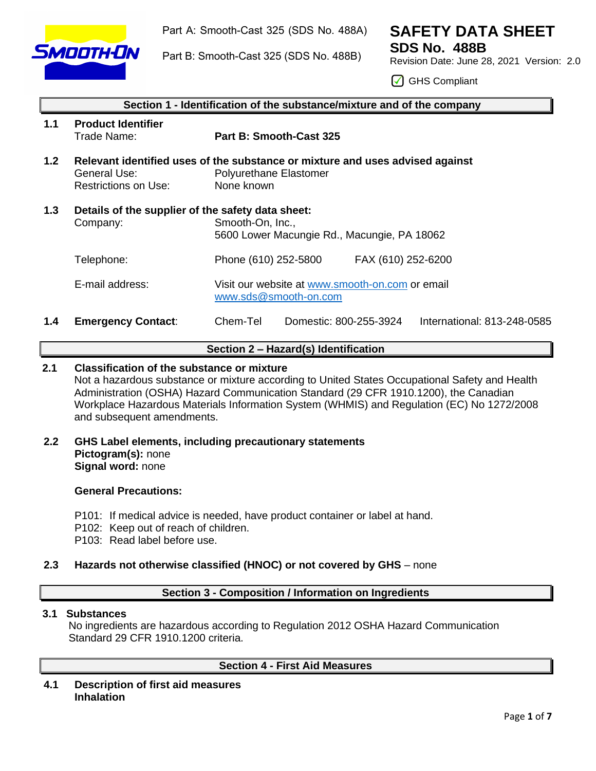Part A: Smooth-Cast 325 (SDS No. 488A)

Part B: Smooth-Cast 325 (SDS No. 488B)

# SAFETY DATA SHEET

## SDS No. 488B

Revision Date: June 28, 2021 Version: 2.0

☑ GHS Compliant

## Section 1 - Identification of the substance/mixture and of the company

**1.1 Product Identifier**

| | |
|---|---|
| Trade Name: | **Part B: Smooth-Cast 325** |

**1.2 Relevant identified uses of the substance or mixture and uses advised against**

| | |
|---|---|
| General Use: | Polyurethane Elastomer |
| Restrictions on Use: | None known |

**1.3 Details of the supplier of the safety data sheet:**

| | |
|---|---|
| Company: | Smooth-On, Inc.,<br>5600 Lower Macungie Rd., Macungie, PA 18062 |
| Telephone: | Phone (610) 252-5800    FAX (610) 252-6200 |
| E-mail address: | Visit our website at www.smooth-on.com or email www.sds@smooth-on.com |

**1.4 Emergency Contact**: Chem-Tel    Domestic: 800-255-3924    International: 813-248-0585

## Section 2 – Hazard(s) Identification

**2.1 Classification of the substance or mixture**

Not a hazardous substance or mixture according to United States Occupational Safety and Health Administration (OSHA) Hazard Communication Standard (29 CFR 1910.1200), the Canadian Workplace Hazardous Materials Information System (WHMIS) and Regulation (EC) No 1272/2008 and subsequent amendments.

**2.2 GHS Label elements, including precautionary statements**

**Pictogram(s):** none

**Signal word:** none

**General Precautions:**

P101: If medical advice is needed, have product container or label at hand.
P102: Keep out of reach of children.
P103: Read label before use.

**2.3 Hazards not otherwise classified (HNOC) or not covered by GHS** – none

## Section 3 - Composition / Information on Ingredients

**3.1 Substances**

No ingredients are hazardous according to Regulation 2012 OSHA Hazard Communication Standard 29 CFR 1910.1200 criteria.

## Section 4 - First Aid Measures

**4.1 Description of first aid measures**

**Inhalation**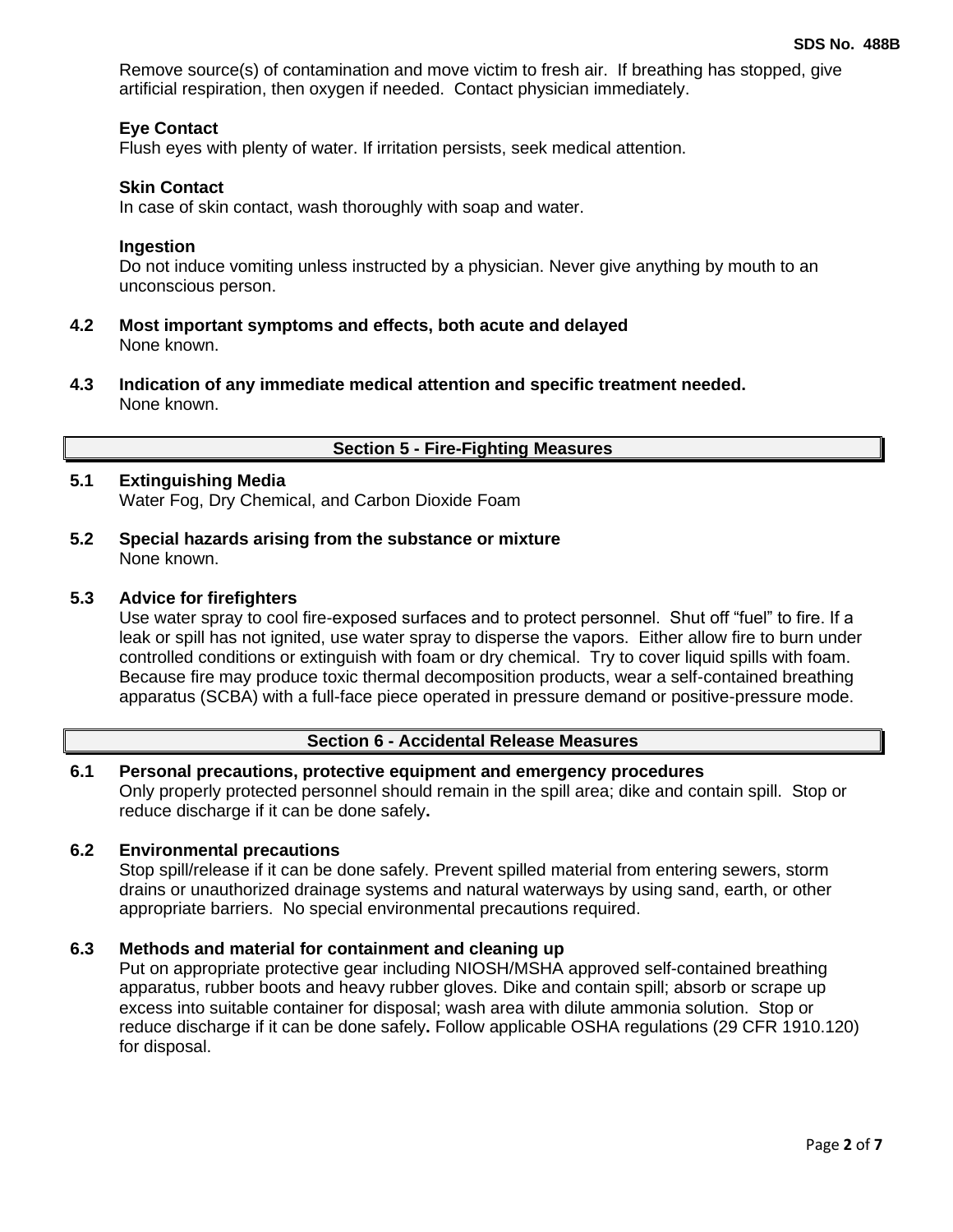Remove source(s) of contamination and move victim to fresh air. If breathing has stopped, give artificial respiration, then oxygen if needed. Contact physician immediately.

**Eye Contact**
Flush eyes with plenty of water. If irritation persists, seek medical attention.

**Skin Contact**
In case of skin contact, wash thoroughly with soap and water.

**Ingestion**
Do not induce vomiting unless instructed by a physician. Never give anything by mouth to an unconscious person.

**4.2 Most important symptoms and effects, both acute and delayed**
None known.

**4.3 Indication of any immediate medical attention and specific treatment needed.**
None known.

## Section 5 - Fire-Fighting Measures

**5.1 Extinguishing Media**
Water Fog, Dry Chemical, and Carbon Dioxide Foam

**5.2 Special hazards arising from the substance or mixture**
None known.

**5.3 Advice for firefighters**
Use water spray to cool fire-exposed surfaces and to protect personnel. Shut off "fuel" to fire. If a leak or spill has not ignited, use water spray to disperse the vapors. Either allow fire to burn under controlled conditions or extinguish with foam or dry chemical. Try to cover liquid spills with foam. Because fire may produce toxic thermal decomposition products, wear a self-contained breathing apparatus (SCBA) with a full-face piece operated in pressure demand or positive-pressure mode.

## Section 6 - Accidental Release Measures

**6.1 Personal precautions, protective equipment and emergency procedures**
Only properly protected personnel should remain in the spill area; dike and contain spill. Stop or reduce discharge if it can be done safely**.**

**6.2 Environmental precautions**
Stop spill/release if it can be done safely. Prevent spilled material from entering sewers, storm drains or unauthorized drainage systems and natural waterways by using sand, earth, or other appropriate barriers. No special environmental precautions required.

**6.3 Methods and material for containment and cleaning up**
Put on appropriate protective gear including NIOSH/MSHA approved self-contained breathing apparatus, rubber boots and heavy rubber gloves. Dike and contain spill; absorb or scrape up excess into suitable container for disposal; wash area with dilute ammonia solution. Stop or reduce discharge if it can be done safely**.** Follow applicable OSHA regulations (29 CFR 1910.120) for disposal.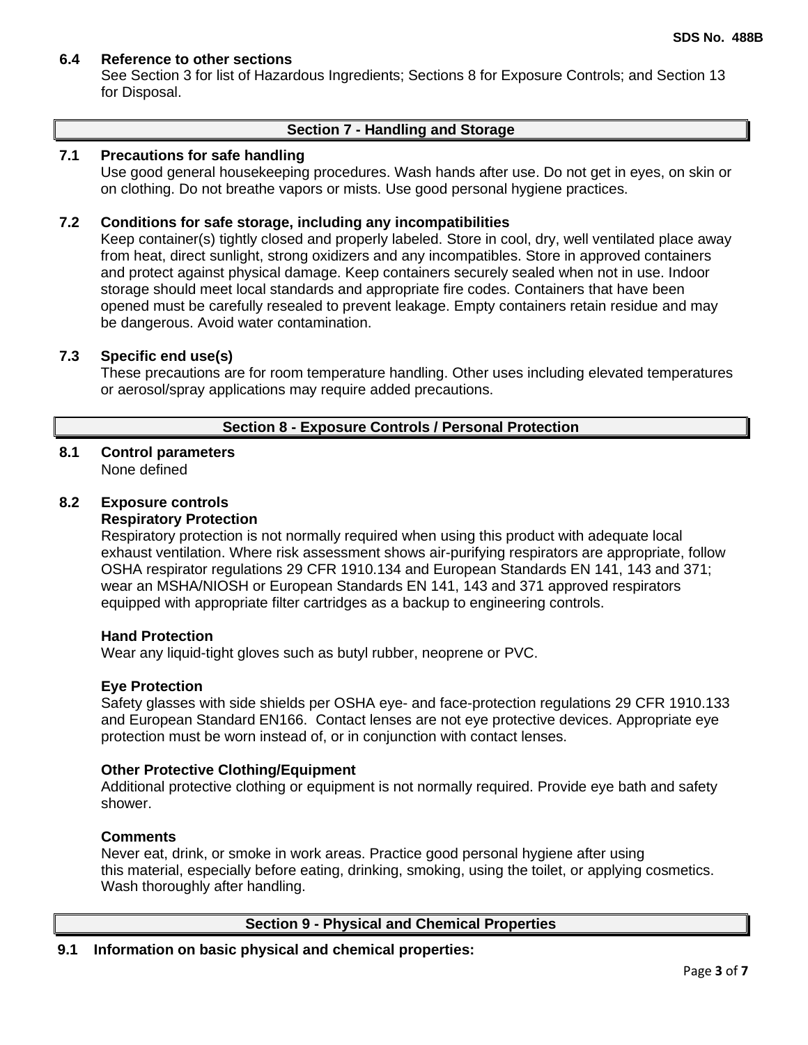**6.4 Reference to other sections**

See Section 3 for list of Hazardous Ingredients; Sections 8 for Exposure Controls; and Section 13 for Disposal.

## Section 7 - Handling and Storage

**7.1 Precautions for safe handling**

Use good general housekeeping procedures. Wash hands after use. Do not get in eyes, on skin or on clothing. Do not breathe vapors or mists. Use good personal hygiene practices.

**7.2 Conditions for safe storage, including any incompatibilities**

Keep container(s) tightly closed and properly labeled. Store in cool, dry, well ventilated place away from heat, direct sunlight, strong oxidizers and any incompatibles. Store in approved containers and protect against physical damage. Keep containers securely sealed when not in use. Indoor storage should meet local standards and appropriate fire codes. Containers that have been opened must be carefully resealed to prevent leakage. Empty containers retain residue and may be dangerous. Avoid water contamination.

**7.3 Specific end use(s)**

These precautions are for room temperature handling. Other uses including elevated temperatures or aerosol/spray applications may require added precautions.

## Section 8 - Exposure Controls / Personal Protection

**8.1 Control parameters**

None defined

**8.2 Exposure controls**

**Respiratory Protection**

Respiratory protection is not normally required when using this product with adequate local exhaust ventilation. Where risk assessment shows air-purifying respirators are appropriate, follow OSHA respirator regulations 29 CFR 1910.134 and European Standards EN 141, 143 and 371; wear an MSHA/NIOSH or European Standards EN 141, 143 and 371 approved respirators equipped with appropriate filter cartridges as a backup to engineering controls.

**Hand Protection**

Wear any liquid-tight gloves such as butyl rubber, neoprene or PVC.

**Eye Protection**

Safety glasses with side shields per OSHA eye- and face-protection regulations 29 CFR 1910.133 and European Standard EN166. Contact lenses are not eye protective devices. Appropriate eye protection must be worn instead of, or in conjunction with contact lenses.

**Other Protective Clothing/Equipment**

Additional protective clothing or equipment is not normally required. Provide eye bath and safety shower.

**Comments**

Never eat, drink, or smoke in work areas. Practice good personal hygiene after using this material, especially before eating, drinking, smoking, using the toilet, or applying cosmetics. Wash thoroughly after handling.

## Section 9 - Physical and Chemical Properties

**9.1 Information on basic physical and chemical properties:**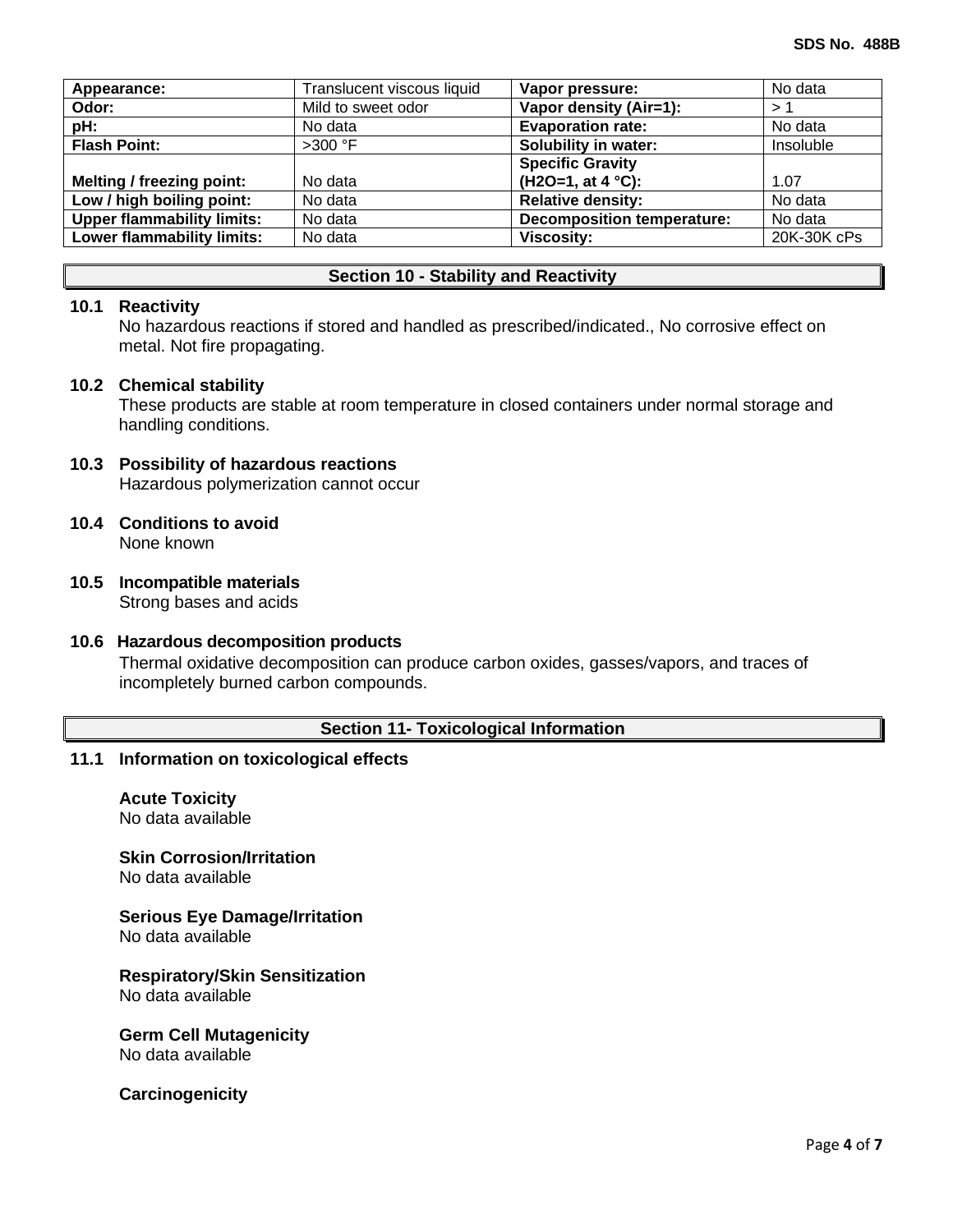| Appearance: | Translucent viscous liquid | Vapor pressure: | No data |
|---|---|---|---|
| Odor: | Mild to sweet odor | Vapor density (Air=1): | > 1 |
| pH: | No data | Evaporation rate: | No data |
| Flash Point: | >300 °F | Solubility in water: | Insoluble |
| Melting / freezing point: | No data | Specific Gravity ($H_2O$=1, at 4 °C): | 1.07 |
| Low / high boiling point: | No data | Relative density: | No data |
| Upper flammability limits: | No data | Decomposition temperature: | No data |
| Lower flammability limits: | No data | Viscosity: | 20K-30K cPs |

## Section 10 - Stability and Reactivity

**10.1 Reactivity**

No hazardous reactions if stored and handled as prescribed/indicated., No corrosive effect on metal. Not fire propagating.

**10.2 Chemical stability**

These products are stable at room temperature in closed containers under normal storage and handling conditions.

**10.3 Possibility of hazardous reactions**

Hazardous polymerization cannot occur

**10.4 Conditions to avoid**

None known

**10.5 Incompatible materials**

Strong bases and acids

**10.6 Hazardous decomposition products**

Thermal oxidative decomposition can produce carbon oxides, gasses/vapors, and traces of incompletely burned carbon compounds.

## Section 11- Toxicological Information

**11.1 Information on toxicological effects**

**Acute Toxicity**

No data available

**Skin Corrosion/Irritation**

No data available

**Serious Eye Damage/Irritation**

No data available

**Respiratory/Skin Sensitization**

No data available

**Germ Cell Mutagenicity**

No data available

**Carcinogenicity**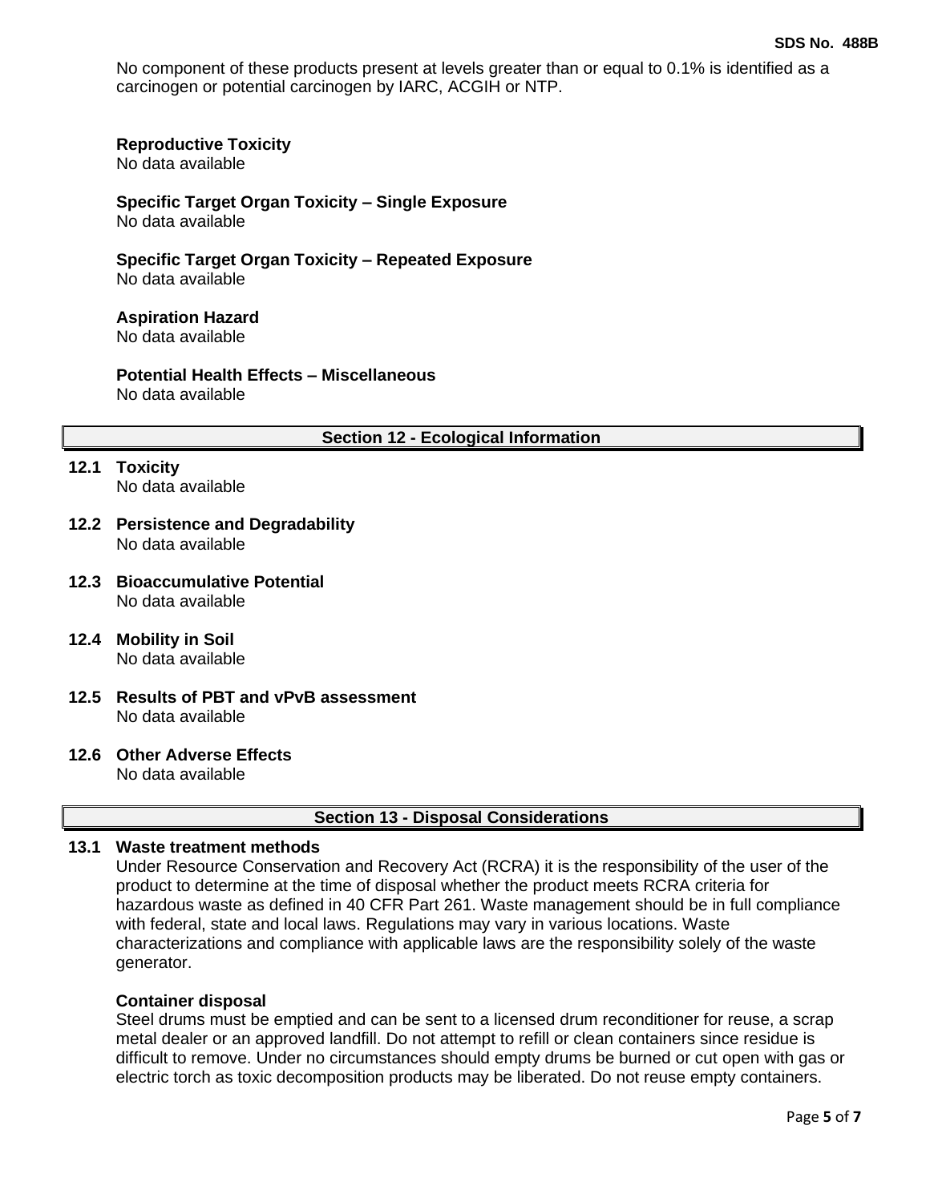No component of these products present at levels greater than or equal to 0.1% is identified as a carcinogen or potential carcinogen by IARC, ACGIH or NTP.

**Reproductive Toxicity**
No data available

**Specific Target Organ Toxicity – Single Exposure**
No data available

**Specific Target Organ Toxicity – Repeated Exposure**
No data available

**Aspiration Hazard**
No data available

**Potential Health Effects – Miscellaneous**
No data available

## Section 12 - Ecological Information

**12.1 Toxicity**
No data available

**12.2 Persistence and Degradability**
No data available

**12.3 Bioaccumulative Potential**
No data available

**12.4 Mobility in Soil**
No data available

**12.5 Results of PBT and vPvB assessment**
No data available

**12.6 Other Adverse Effects**
No data available

## Section 13 - Disposal Considerations

**13.1 Waste treatment methods**
Under Resource Conservation and Recovery Act (RCRA) it is the responsibility of the user of the product to determine at the time of disposal whether the product meets RCRA criteria for hazardous waste as defined in 40 CFR Part 261. Waste management should be in full compliance with federal, state and local laws. Regulations may vary in various locations. Waste characterizations and compliance with applicable laws are the responsibility solely of the waste generator.

**Container disposal**
Steel drums must be emptied and can be sent to a licensed drum reconditioner for reuse, a scrap metal dealer or an approved landfill. Do not attempt to refill or clean containers since residue is difficult to remove. Under no circumstances should empty drums be burned or cut open with gas or electric torch as toxic decomposition products may be liberated. Do not reuse empty containers.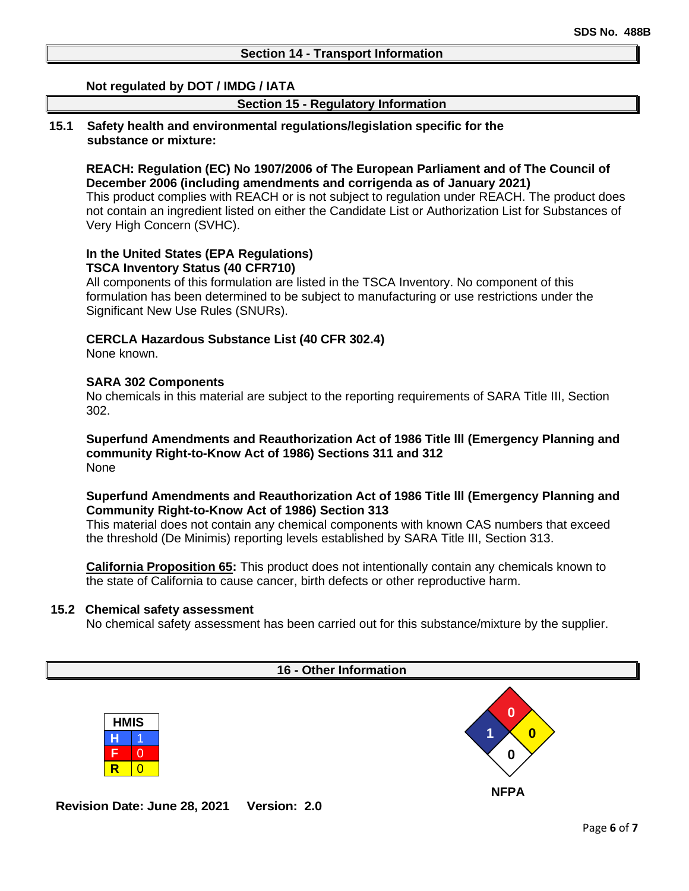## Section 14 - Transport Information

**Not regulated by DOT / IMDG / IATA**

## Section 15 - Regulatory Information

**15.1 Safety health and environmental regulations/legislation specific for the substance or mixture:**

**REACH: Regulation (EC) No 1907/2006 of The European Parliament and of The Council of December 2006 (including amendments and corrigenda as of January 2021)**
This product complies with REACH or is not subject to regulation under REACH. The product does not contain an ingredient listed on either the Candidate List or Authorization List for Substances of Very High Concern (SVHC).

**In the United States (EPA Regulations)**
**TSCA Inventory Status (40 CFR710)**
All components of this formulation are listed in the TSCA Inventory. No component of this formulation has been determined to be subject to manufacturing or use restrictions under the Significant New Use Rules (SNURs).

**CERCLA Hazardous Substance List (40 CFR 302.4)**
None known.

**SARA 302 Components**
No chemicals in this material are subject to the reporting requirements of SARA Title III, Section 302.

**Superfund Amendments and Reauthorization Act of 1986 Title III (Emergency Planning and community Right-to-Know Act of 1986) Sections 311 and 312**
None

**Superfund Amendments and Reauthorization Act of 1986 Title III (Emergency Planning and Community Right-to-Know Act of 1986) Section 313**
This material does not contain any chemical components with known CAS numbers that exceed the threshold (De Minimis) reporting levels established by SARA Title III, Section 313.

**California Proposition 65:** This product does not intentionally contain any chemicals known to the state of California to cause cancer, birth defects or other reproductive harm.

**15.2 Chemical safety assessment**
No chemical safety assessment has been carried out for this substance/mixture by the supplier.

## 16 - Other Information

| HMIS | |
|---|---|
| H | 1 |
| F | 0 |
| R | 0 |

**NFPA**: Health 1, Flammability 0, Instability 0, Special 0

**Revision Date: June 28, 2021 Version: 2.0**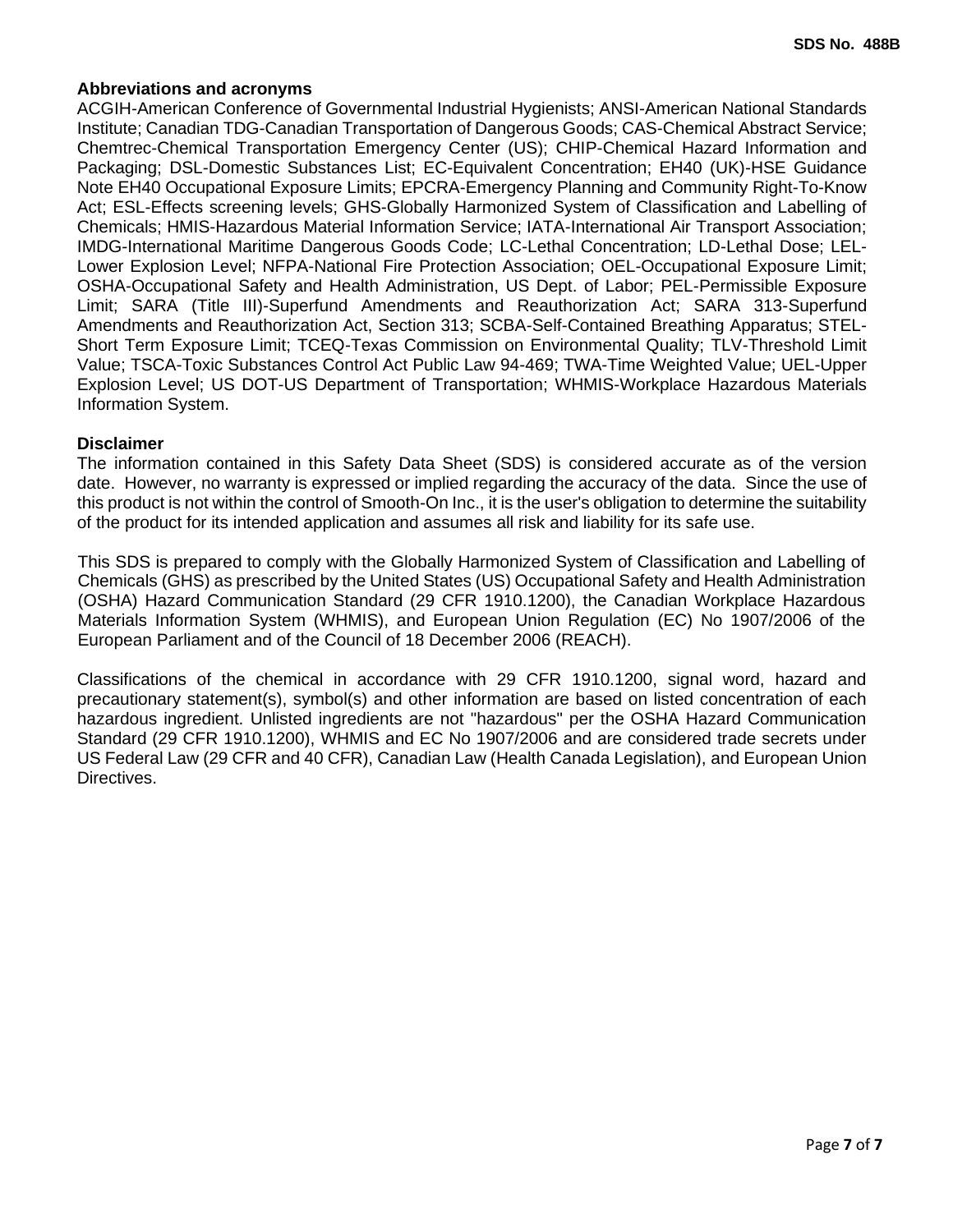**Abbreviations and acronyms**

ACGIH-American Conference of Governmental Industrial Hygienists; ANSI-American National Standards Institute; Canadian TDG-Canadian Transportation of Dangerous Goods; CAS-Chemical Abstract Service; Chemtrec-Chemical Transportation Emergency Center (US); CHIP-Chemical Hazard Information and Packaging; DSL-Domestic Substances List; EC-Equivalent Concentration; EH40 (UK)-HSE Guidance Note EH40 Occupational Exposure Limits; EPCRA-Emergency Planning and Community Right-To-Know Act; ESL-Effects screening levels; GHS-Globally Harmonized System of Classification and Labelling of Chemicals; HMIS-Hazardous Material Information Service; IATA-International Air Transport Association; IMDG-International Maritime Dangerous Goods Code; LC-Lethal Concentration; LD-Lethal Dose; LEL-Lower Explosion Level; NFPA-National Fire Protection Association; OEL-Occupational Exposure Limit; OSHA-Occupational Safety and Health Administration, US Dept. of Labor; PEL-Permissible Exposure Limit; SARA (Title III)-Superfund Amendments and Reauthorization Act; SARA 313-Superfund Amendments and Reauthorization Act, Section 313; SCBA-Self-Contained Breathing Apparatus; STEL-Short Term Exposure Limit; TCEQ-Texas Commission on Environmental Quality; TLV-Threshold Limit Value; TSCA-Toxic Substances Control Act Public Law 94-469; TWA-Time Weighted Value; UEL-Upper Explosion Level; US DOT-US Department of Transportation; WHMIS-Workplace Hazardous Materials Information System.

**Disclaimer**

The information contained in this Safety Data Sheet (SDS) is considered accurate as of the version date. However, no warranty is expressed or implied regarding the accuracy of the data. Since the use of this product is not within the control of Smooth-On Inc., it is the user's obligation to determine the suitability of the product for its intended application and assumes all risk and liability for its safe use.

This SDS is prepared to comply with the Globally Harmonized System of Classification and Labelling of Chemicals (GHS) as prescribed by the United States (US) Occupational Safety and Health Administration (OSHA) Hazard Communication Standard (29 CFR 1910.1200), the Canadian Workplace Hazardous Materials Information System (WHMIS), and European Union Regulation (EC) No 1907/2006 of the European Parliament and of the Council of 18 December 2006 (REACH).

Classifications of the chemical in accordance with 29 CFR 1910.1200, signal word, hazard and precautionary statement(s), symbol(s) and other information are based on listed concentration of each hazardous ingredient. Unlisted ingredients are not "hazardous" per the OSHA Hazard Communication Standard (29 CFR 1910.1200), WHMIS and EC No 1907/2006 and are considered trade secrets under US Federal Law (29 CFR and 40 CFR), Canadian Law (Health Canada Legislation), and European Union Directives.